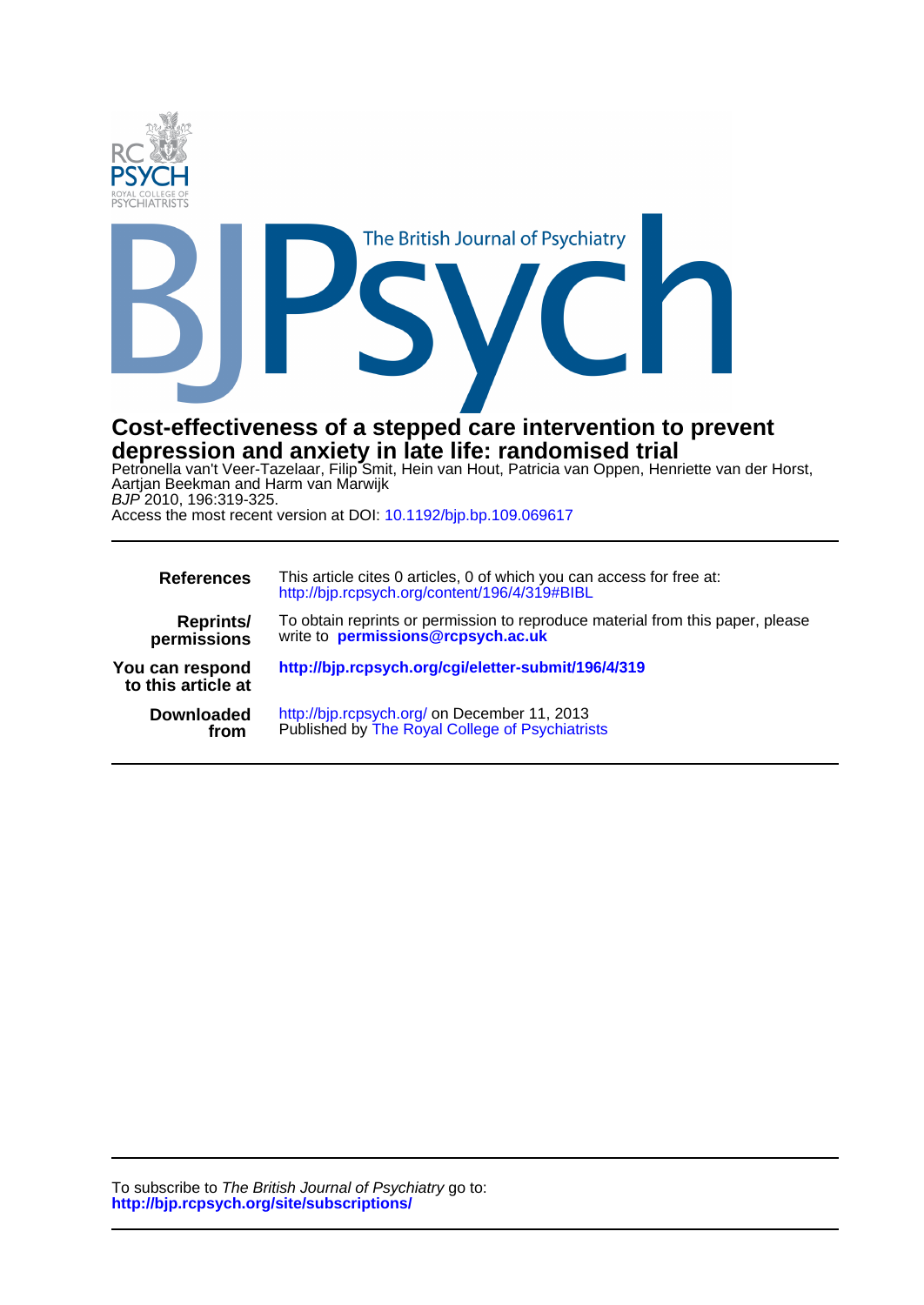# Cost-effectiveness of a stepped care intervention to prevent depression and anxiety in late life: randomised trial

Petronella van't Veer-Tazelaar, Filip Smit, Hein van Hout, Patricia van Oppen, Henriette van der Horst, Aartjan Beekman and Harm van Marwijk

*BJP* 2010, 196:319-325.

Access the most recent version at DOI: 10.1192/bjp.bp.109.069617

| | |
|---|---|
| **References** | This article cites 0 articles, 0 of which you can access for free at: http://bjp.rcpsych.org/content/196/4/319#BIBL |
| **Reprints/ permissions** | To obtain reprints or permission to reproduce material from this paper, please write to **permissions@rcpsych.ac.uk** |
| **You can respond to this article at** | **http://bjp.rcpsych.org/cgi/eletter-submit/196/4/319** |
| **Downloaded from** | http://bjp.rcpsych.org/ on December 11, 2013 Published by The Royal College of Psychiatrists |

To subscribe to *The British Journal of Psychiatry* go to:
**http://bjp.rcpsych.org/site/subscriptions/**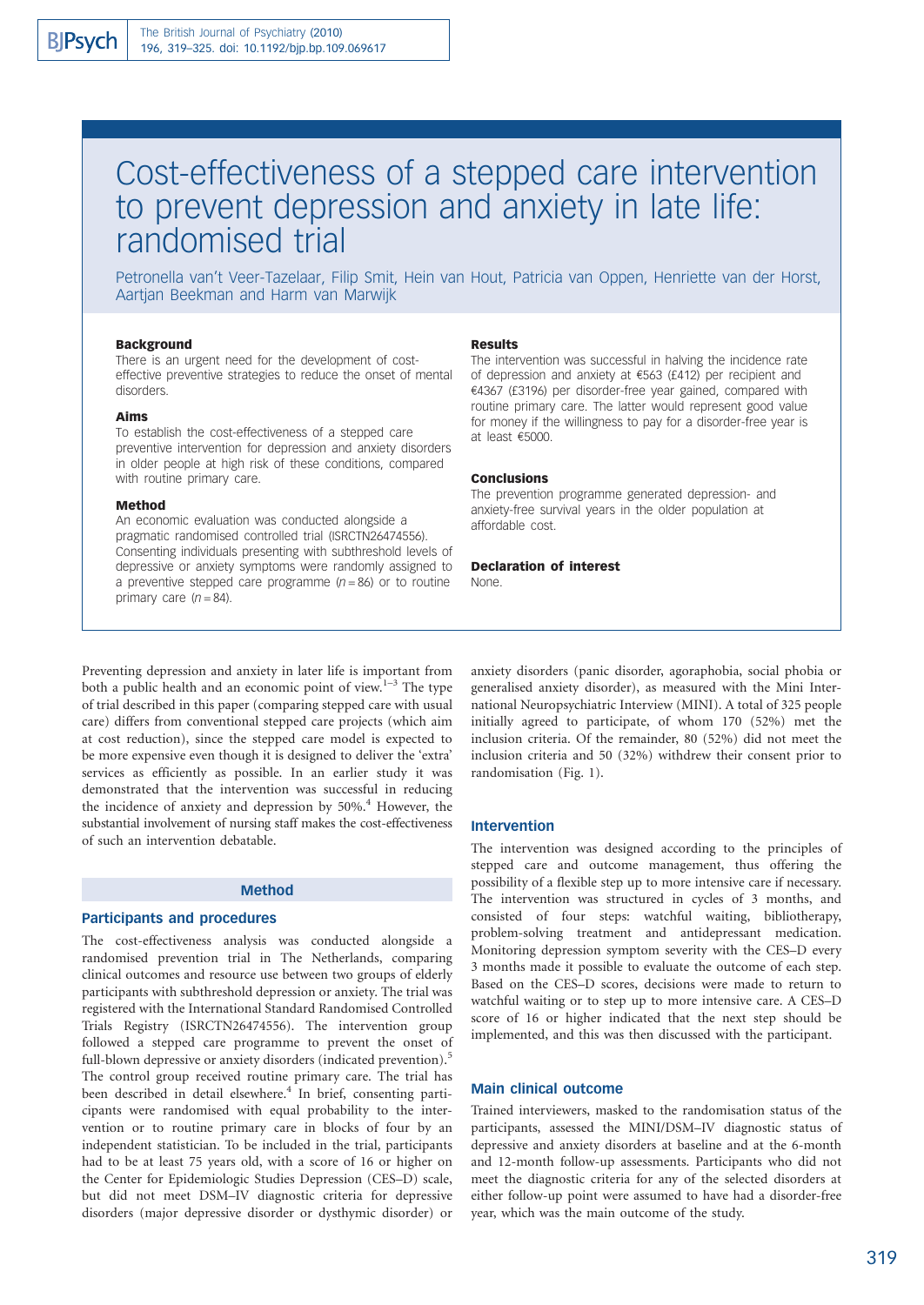# Cost-effectiveness of a stepped care intervention to prevent depression and anxiety in late life: randomised trial

Petronella van't Veer-Tazelaar, Filip Smit, Hein van Hout, Patricia van Oppen, Henriette van der Horst, Aartjan Beekman and Harm van Marwijk

### Background

There is an urgent need for the development of cost-effective preventive strategies to reduce the onset of mental disorders.

### Aims

To establish the cost-effectiveness of a stepped care preventive intervention for depression and anxiety disorders in older people at high risk of these conditions, compared with routine primary care.

### Method

An economic evaluation was conducted alongside a pragmatic randomised controlled trial (ISRCTN26474556). Consenting individuals presenting with subthreshold levels of depressive or anxiety symptoms were randomly assigned to a preventive stepped care programme ($n = 86$) or to routine primary care ($n = 84$).

### Results

The intervention was successful in halving the incidence rate of depression and anxiety at €563 (£412) per recipient and €4367 (£3196) per disorder-free year gained, compared with routine primary care. The latter would represent good value for money if the willingness to pay for a disorder-free year is at least €5000.

### Conclusions

The prevention programme generated depression- and anxiety-free survival years in the older population at affordable cost.

### Declaration of interest

None.

Preventing depression and anxiety in later life is important from both a public health and an economic point of view.[1–3] The type of trial described in this paper (comparing stepped care with usual care) differs from conventional stepped care projects (which aim at cost reduction), since the stepped care model is expected to be more expensive even though it is designed to deliver the 'extra' services as efficiently as possible. In an earlier study it was demonstrated that the intervention was successful in reducing the incidence of anxiety and depression by 50%.[4] However, the substantial involvement of nursing staff makes the cost-effectiveness of such an intervention debatable.

## Method

### Participants and procedures

The cost-effectiveness analysis was conducted alongside a randomised prevention trial in The Netherlands, comparing clinical outcomes and resource use between two groups of elderly participants with subthreshold depression or anxiety. The trial was registered with the International Standard Randomised Controlled Trials Registry (ISRCTN26474556). The intervention group followed a stepped care programme to prevent the onset of full-blown depressive or anxiety disorders (indicated prevention).[5] The control group received routine primary care. The trial has been described in detail elsewhere.[4] In brief, consenting participants were randomised with equal probability to the intervention or to routine primary care in blocks of four by an independent statistician. To be included in the trial, participants had to be at least 75 years old, with a score of 16 or higher on the Center for Epidemiologic Studies Depression (CES–D) scale, but did not meet DSM–IV diagnostic criteria for depressive disorders (major depressive disorder or dysthymic disorder) or anxiety disorders (panic disorder, agoraphobia, social phobia or generalised anxiety disorder), as measured with the Mini International Neuropsychiatric Interview (MINI). A total of 325 people initially agreed to participate, of whom 170 (52%) met the inclusion criteria. Of the remainder, 80 (52%) did not meet the inclusion criteria and 50 (32%) withdrew their consent prior to randomisation (Fig. 1).

### Intervention

The intervention was designed according to the principles of stepped care and outcome management, thus offering the possibility of a flexible step up to more intensive care if necessary. The intervention was structured in cycles of 3 months, and consisted of four steps: watchful waiting, bibliotherapy, problem-solving treatment and antidepressant medication. Monitoring depression symptom severity with the CES–D every 3 months made it possible to evaluate the outcome of each step. Based on the CES–D scores, decisions were made to return to watchful waiting or to step up to more intensive care. A CES–D score of 16 or higher indicated that the next step should be implemented, and this was then discussed with the participant.

### Main clinical outcome

Trained interviewers, masked to the randomisation status of the participants, assessed the MINI/DSM–IV diagnostic status of depressive and anxiety disorders at baseline and at the 6-month and 12-month follow-up assessments. Participants who did not meet the diagnostic criteria for any of the selected disorders at either follow-up point were assumed to have had a disorder-free year, which was the main outcome of the study.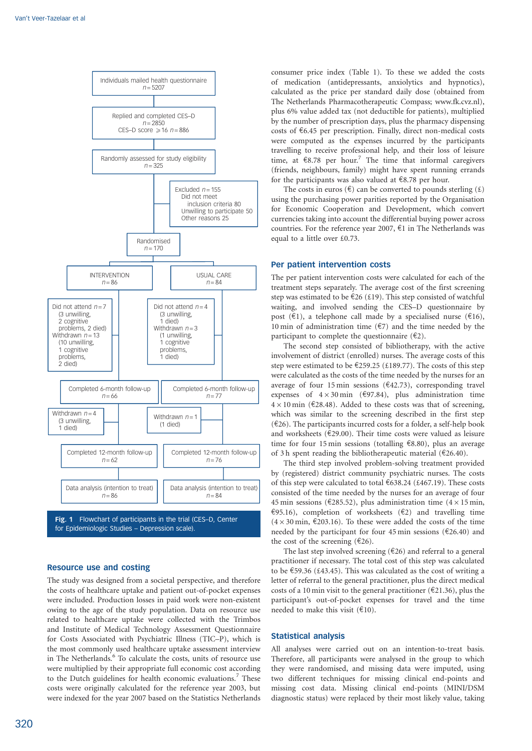Individuals mailed health questionnaire
n = 5207

Replied and completed CES–D
n = 2850
CES–D score ≥16 n = 886

Randomly assessed for study eligibility
n = 325

Excluded n = 155
Did not meet inclusion criteria 80
Unwilling to participate 50
Other reasons 25

Randomised
n = 170

| INTERVENTION n = 86 | USUAL CARE n = 84 |
|---|---|
| Did not attend n = 7 (3 unwilling, 2 cognitive problems, 2 died); Withdrawn n = 13 (10 unwilling, 1 cognitive problems, 2 died) | Did not attend n = 4 (3 unwilling, 1 died); Withdrawn n = 3 (1 unwilling, 1 cognitive problems, 1 died) |
| Completed 6-month follow-up n = 66 | Completed 6-month follow-up n = 77 |
| Withdrawn n = 4 (3 unwilling, 1 died) | Withdrawn n = 1 (1 died) |
| Completed 12-month follow-up n = 62 | Completed 12-month follow-up n = 76 |
| Data analysis (intention to treat) n = 86 | Data analysis (intention to treat) n = 84 |

**Fig. 1** Flowchart of participants in the trial (CES–D, Center for Epidemiologic Studies – Depression scale).

## Resource use and costing

The study was designed from a societal perspective, and therefore the costs of healthcare uptake and patient out-of-pocket expenses were included. Production losses in paid work were non-existent owing to the age of the study population. Data on resource use related to healthcare uptake were collected with the Trimbos and Institute of Medical Technology Assessment Questionnaire for Costs Associated with Psychiatric Illness (TIC–P), which is the most commonly used healthcare uptake assessment interview in The Netherlands.[6] To calculate the costs, units of resource use were multiplied by their appropriate full economic cost according to the Dutch guidelines for health economic evaluations.[7] These costs were originally calculated for the reference year 2003, but were indexed for the year 2007 based on the Statistics Netherlands consumer price index (Table 1). To these we added the costs of medication (antidepressants, anxiolytics and hypnotics), calculated as the price per standard daily dose (obtained from The Netherlands Pharmacotherapeutic Compass; www.fk.cvz.nl), plus 6% value added tax (not deductible for patients), multiplied by the number of prescription days, plus the pharmacy dispensing costs of €6.45 per prescription. Finally, direct non-medical costs were computed as the expenses incurred by the participants travelling to receive professional help, and their loss of leisure time, at €8.78 per hour.[7] The time that informal caregivers (friends, neighbours, family) might have spent running errands for the participants was also valued at €8.78 per hour.

The costs in euros (€) can be converted to pounds sterling (£) using the purchasing power parities reported by the Organisation for Economic Cooperation and Development, which convert currencies taking into account the differential buying power across countries. For the reference year 2007, €1 in The Netherlands was equal to a little over £0.73.

## Per patient intervention costs

The per patient intervention costs were calculated for each of the treatment steps separately. The average cost of the first screening step was estimated to be €26 (£19). This step consisted of watchful waiting, and involved sending the CES–D questionnaire by post (€1), a telephone call made by a specialised nurse (€16), 10 min of administration time (€7) and the time needed by the participant to complete the questionnaire (€2).

The second step consisted of bibliotherapy, with the active involvement of district (enrolled) nurses. The average costs of this step were estimated to be €259.25 (£189.77). The costs of this step were calculated as the costs of the time needed by the nurses for an average of four 15 min sessions (€42.73), corresponding travel expenses of 4 × 30 min (€97.84), plus administration time 4 × 10 min (€28.48). Added to these costs was that of screening, which was similar to the screening described in the first step (€26). The participants incurred costs for a folder, a self-help book and worksheets (€29.00). Their time costs were valued as leisure time for four 15 min sessions (totalling €8.80), plus an average of 3 h spent reading the bibliotherapeutic material (€26.40).

The third step involved problem-solving treatment provided by (registered) district community psychiatric nurses. The costs of this step were calculated to total €638.24 (£467.19). These costs consisted of the time needed by the nurses for an average of four 45 min sessions (€285.52), plus administration time (4 × 15 min, €95.16), completion of worksheets (€2) and travelling time (4 × 30 min, €203.16). To these were added the costs of the time needed by the participant for four 45 min sessions (€26.40) and the cost of the screening (€26).

The last step involved screening (€26) and referral to a general practitioner if necessary. The total cost of this step was calculated to be €59.36 (£43.45). This was calculated as the cost of writing a letter of referral to the general practitioner, plus the direct medical costs of a 10 min visit to the general practitioner (€21.36), plus the participant's out-of-pocket expenses for travel and the time needed to make this visit (€10).

## Statistical analysis

All analyses were carried out on an intention-to-treat basis. Therefore, all participants were analysed in the group to which they were randomised, and missing data were imputed, using two different techniques for missing clinical end-points and missing cost data. Missing clinical end-points (MINI/DSM diagnostic status) were replaced by their most likely value, taking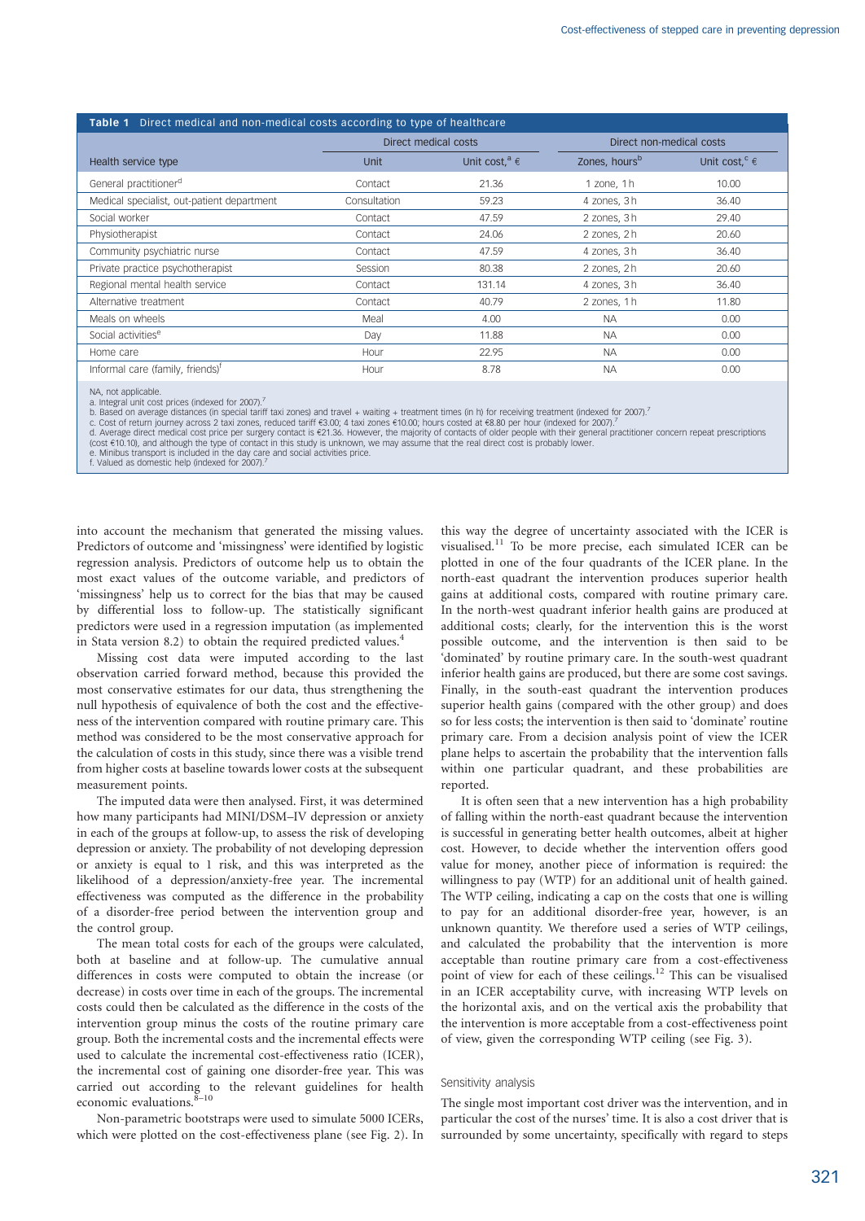**Table 1** Direct medical and non-medical costs according to type of healthcare

| | Direct medical costs | | Direct non-medical costs | |
|---|---|---|---|---|
| Health service type | Unit | Unit cost,[a] € | Zones, hours[b] | Unit cost,[c] € |
| General practitioner[d] | Contact | 21.36 | 1 zone, 1 h | 10.00 |
| Medical specialist, out-patient department | Consultation | 59.23 | 4 zones, 3 h | 36.40 |
| Social worker | Contact | 47.59 | 2 zones, 3 h | 29.40 |
| Physiotherapist | Contact | 24.06 | 2 zones, 2 h | 20.60 |
| Community psychiatric nurse | Contact | 47.59 | 4 zones, 3 h | 36.40 |
| Private practice psychotherapist | Session | 80.38 | 2 zones, 2 h | 20.60 |
| Regional mental health service | Contact | 131.14 | 4 zones, 3 h | 36.40 |
| Alternative treatment | Contact | 40.79 | 2 zones, 1 h | 11.80 |
| Meals on wheels | Meal | 4.00 | NA | 0.00 |
| Social activities[e] | Day | 11.88 | NA | 0.00 |
| Home care | Hour | 22.95 | NA | 0.00 |
| Informal care (family, friends)[f] | Hour | 8.78 | NA | 0.00 |

NA, not applicable.
a. Integral unit cost prices (indexed for 2007).[7]
b. Based on average distances (in special tariff taxi zones) and travel + waiting + treatment times (in h) for receiving treatment (indexed for 2007).[7]
c. Cost of return journey across 2 taxi zones, reduced tariff €3.00; 4 taxi zones €10.00; hours costed at €8.80 per hour (indexed for 2007).[7]
d. Average direct medical cost price per surgery contact is €21.36. However, the majority of contacts of older people with their general practitioner concern repeat prescriptions (cost €10.10), and although the type of contact in this study is unknown, we may assume that the real direct cost is probably lower.
e. Minibus transport is included in the day care and social activities price.
f. Valued as domestic help (indexed for 2007).[7]

into account the mechanism that generated the missing values. Predictors of outcome and 'missingness' were identified by logistic regression analysis. Predictors of outcome help us to obtain the most exact values of the outcome variable, and predictors of 'missingness' help us to correct for the bias that may be caused by differential loss to follow-up. The statistically significant predictors were used in a regression imputation (as implemented in Stata version 8.2) to obtain the required predicted values.[4]

Missing cost data were imputed according to the last observation carried forward method, because this provided the most conservative estimates for our data, thus strengthening the null hypothesis of equivalence of both the cost and the effectiveness of the intervention compared with routine primary care. This method was considered to be the most conservative approach for the calculation of costs in this study, since there was a visible trend from higher costs at baseline towards lower costs at the subsequent measurement points.

The imputed data were then analysed. First, it was determined how many participants had MINI/DSM–IV depression or anxiety in each of the groups at follow-up, to assess the risk of developing depression or anxiety. The probability of not developing depression or anxiety is equal to 1 risk, and this was interpreted as the likelihood of a depression/anxiety-free year. The incremental effectiveness was computed as the difference in the probability of a disorder-free period between the intervention group and the control group.

The mean total costs for each of the groups were calculated, both at baseline and at follow-up. The cumulative annual differences in costs were computed to obtain the increase (or decrease) in costs over time in each of the groups. The incremental costs could then be calculated as the difference in the costs of the intervention group minus the costs of the routine primary care group. Both the incremental costs and the incremental effects were used to calculate the incremental cost-effectiveness ratio (ICER), the incremental cost of gaining one disorder-free year. This was carried out according to the relevant guidelines for health economic evaluations.[8–10]

Non-parametric bootstraps were used to simulate 5000 ICERs, which were plotted on the cost-effectiveness plane (see Fig. 2). In this way the degree of uncertainty associated with the ICER is visualised.[11] To be more precise, each simulated ICER can be plotted in one of the four quadrants of the ICER plane. In the north-east quadrant the intervention produces superior health gains at additional costs, compared with routine primary care. In the north-west quadrant inferior health gains are produced at additional costs; clearly, for the intervention this is the worst possible outcome, and the intervention is then said to be 'dominated' by routine primary care. In the south-west quadrant inferior health gains are produced, but there are some cost savings. Finally, in the south-east quadrant the intervention produces superior health gains (compared with the other group) and does so for less costs; the intervention is then said to 'dominate' routine primary care. From a decision analysis point of view the ICER plane helps to ascertain the probability that the intervention falls within one particular quadrant, and these probabilities are reported.

It is often seen that a new intervention has a high probability of falling within the north-east quadrant because the intervention is successful in generating better health outcomes, albeit at higher cost. However, to decide whether the intervention offers good value for money, another piece of information is required: the willingness to pay (WTP) for an additional unit of health gained. The WTP ceiling, indicating a cap on the costs that one is willing to pay for an additional disorder-free year, however, is an unknown quantity. We therefore used a series of WTP ceilings, and calculated the probability that the intervention is more acceptable than routine primary care from a cost-effectiveness point of view for each of these ceilings.[12] This can be visualised in an ICER acceptability curve, with increasing WTP levels on the horizontal axis, and on the vertical axis the probability that the intervention is more acceptable from a cost-effectiveness point of view, given the corresponding WTP ceiling (see Fig. 3).

### Sensitivity analysis

The single most important cost driver was the intervention, and in particular the cost of the nurses' time. It is also a cost driver that is surrounded by some uncertainty, specifically with regard to steps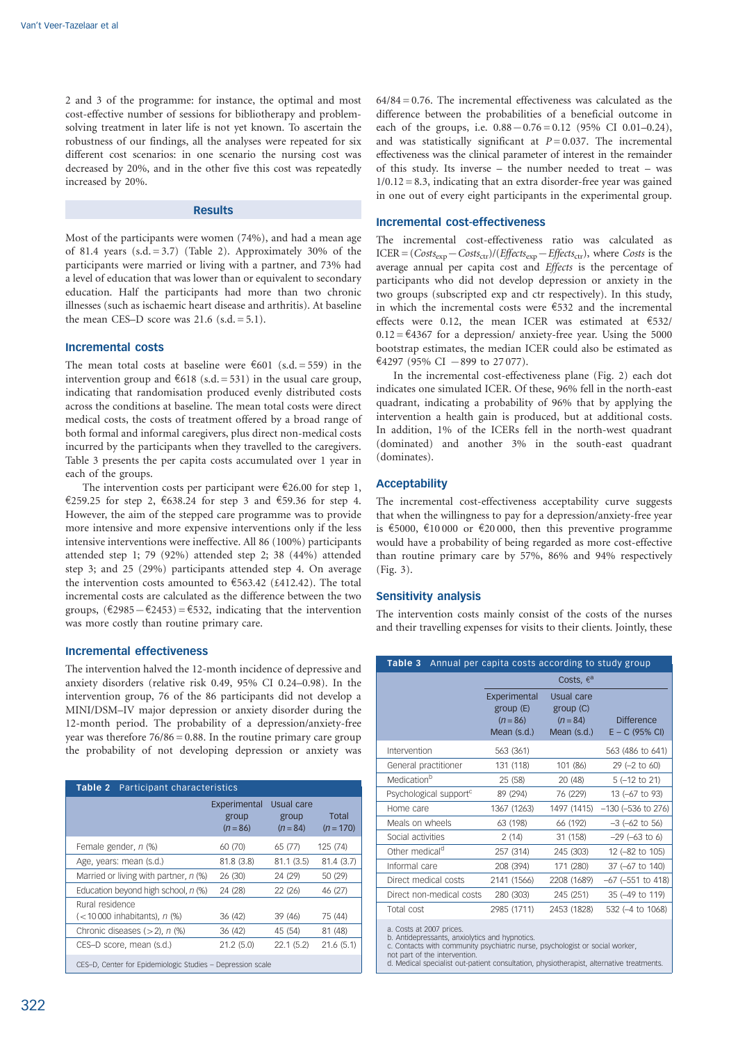2 and 3 of the programme: for instance, the optimal and most cost-effective number of sessions for bibliotherapy and problem-solving treatment in later life is not yet known. To ascertain the robustness of our findings, all the analyses were repeated for six different cost scenarios: in one scenario the nursing cost was decreased by 20%, and in the other five this cost was repeatedly increased by 20%.

## Results

Most of the participants were women (74%), and had a mean age of 81.4 years (s.d. = 3.7) (Table 2). Approximately 30% of the participants were married or living with a partner, and 73% had a level of education that was lower than or equivalent to secondary education. Half the participants had more than two chronic illnesses (such as ischaemic heart disease and arthritis). At baseline the mean CES–D score was 21.6 (s.d. = 5.1).

### Incremental costs

The mean total costs at baseline were €601 (s.d. = 559) in the intervention group and €618 (s.d. = 531) in the usual care group, indicating that randomisation produced evenly distributed costs across the conditions at baseline. The mean total costs were direct medical costs, the costs of treatment offered by a broad range of both formal and informal caregivers, plus direct non-medical costs incurred by the participants when they travelled to the caregivers. Table 3 presents the per capita costs accumulated over 1 year in each of the groups.

The intervention costs per participant were €26.00 for step 1, €259.25 for step 2, €638.24 for step 3 and €59.36 for step 4. However, the aim of the stepped care programme was to provide more intensive and more expensive interventions only if the less intensive interventions were ineffective. All 86 (100%) participants attended step 1; 79 (92%) attended step 2; 38 (44%) attended step 3; and 25 (29%) participants attended step 4. On average the intervention costs amounted to €563.42 (£412.42). The total incremental costs are calculated as the difference between the two groups, (€2985 − €2453) = €532, indicating that the intervention was more costly than routine primary care.

### Incremental effectiveness

The intervention halved the 12-month incidence of depressive and anxiety disorders (relative risk 0.49, 95% CI 0.24–0.98). In the intervention group, 76 of the 86 participants did not develop a MINI/DSM–IV major depression or anxiety disorder during the 12-month period. The probability of a depression/anxiety-free year was therefore 76/86 = 0.88. In the routine primary care group the probability of not developing depression or anxiety was 64/84 = 0.76. The incremental effectiveness was calculated as the difference between the probabilities of a beneficial outcome in each of the groups, i.e. 0.88 − 0.76 = 0.12 (95% CI 0.01–0.24), and was statistically significant at $P = 0.037$. The incremental effectiveness was the clinical parameter of interest in the remainder of this study. Its inverse – the number needed to treat – was 1/0.12 = 8.3, indicating that an extra disorder-free year was gained in one out of every eight participants in the experimental group.

**Table 2** Participant characteristics

| | Experimental group ($n = 86$) | Usual care group ($n = 84$) | Total ($n = 170$) |
|---|---|---|---|
| Female gender, *n* (%) | 60 (70) | 65 (77) | 125 (74) |
| Age, years: mean (s.d.) | 81.8 (3.8) | 81.1 (3.5) | 81.4 (3.7) |
| Married or living with partner, *n* (%) | 26 (30) | 24 (29) | 50 (29) |
| Education beyond high school, *n* (%) | 24 (28) | 22 (26) | 46 (27) |
| Rural residence (<10 000 inhabitants), *n* (%) | 36 (42) | 39 (46) | 75 (44) |
| Chronic diseases (>2), *n* (%) | 36 (42) | 45 (54) | 81 (48) |
| CES–D score, mean (s.d.) | 21.2 (5.0) | 22.1 (5.2) | 21.6 (5.1) |

CES–D, Center for Epidemiologic Studies – Depression scale

### Incremental cost-effectiveness

The incremental cost-effectiveness ratio was calculated as $ICER = (Costs_{exp} - Costs_{ctr})/(Effects_{exp} - Effects_{ctr})$, where *Costs* is the average annual per capita cost and *Effects* is the percentage of participants who did not develop depression or anxiety in the two groups (subscripted exp and ctr respectively). In this study, in which the incremental costs were €532 and the incremental effects were 0.12, the mean ICER was estimated at €532/0.12 = €4367 for a depression/ anxiety-free year. Using the 5000 bootstrap estimates, the median ICER could also be estimated as €4297 (95% CI −899 to 27 077).

In the incremental cost-effectiveness plane (Fig. 2) each dot indicates one simulated ICER. Of these, 96% fell in the north-east quadrant, indicating a probability of 96% that by applying the intervention a health gain is produced, but at additional costs. In addition, 1% of the ICERs fell in the north-west quadrant (dominated) and another 3% in the south-east quadrant (dominates).

### Acceptability

The incremental cost-effectiveness acceptability curve suggests that when the willingness to pay for a depression/anxiety-free year is €5000, €10 000 or €20 000, then this preventive programme would have a probability of being regarded as more cost-effective than routine primary care by 57%, 86% and 94% respectively (Fig. 3).

### Sensitivity analysis

The intervention costs mainly consist of the costs of the nurses and their travelling expenses for visits to their clients. Jointly, these

**Table 3** Annual per capita costs according to study group

| | Costs, €[a] | | |
|---|---|---|---|
| | Experimental group (E) ($n = 86$) Mean (s.d.) | Usual care group (C) ($n = 84$) Mean (s.d.) | Difference E – C (95% CI) |
| Intervention | 563 (361) | | 563 (486 to 641) |
| General practitioner | 131 (118) | 101 (86) | 29 (–2 to 60) |
| Medication[b] | 25 (58) | 20 (48) | 5 (–12 to 21) |
| Psychological support[c] | 89 (294) | 76 (229) | 13 (–67 to 93) |
| Home care | 1367 (1263) | 1497 (1415) | –130 (–536 to 276) |
| Meals on wheels | 63 (198) | 66 (192) | –3 (–62 to 56) |
| Social activities | 2 (14) | 31 (158) | –29 (–63 to 6) |
| Other medical[d] | 257 (314) | 245 (303) | 12 (–82 to 105) |
| Informal care | 208 (394) | 171 (280) | 37 (–67 to 140) |
| Direct medical costs | 2141 (1566) | 2208 (1689) | –67 (–551 to 418) |
| Direct non-medical costs | 280 (303) | 245 (251) | 35 (–49 to 119) |
| Total cost | 2985 (1711) | 2453 (1828) | 532 (–4 to 1068) |

a. Costs at 2007 prices.
b. Antidepressants, anxiolytics and hypnotics.
c. Contacts with community psychiatric nurse, psychologist or social worker, not part of the intervention.
d. Medical specialist out-patient consultation, physiotherapist, alternative treatments.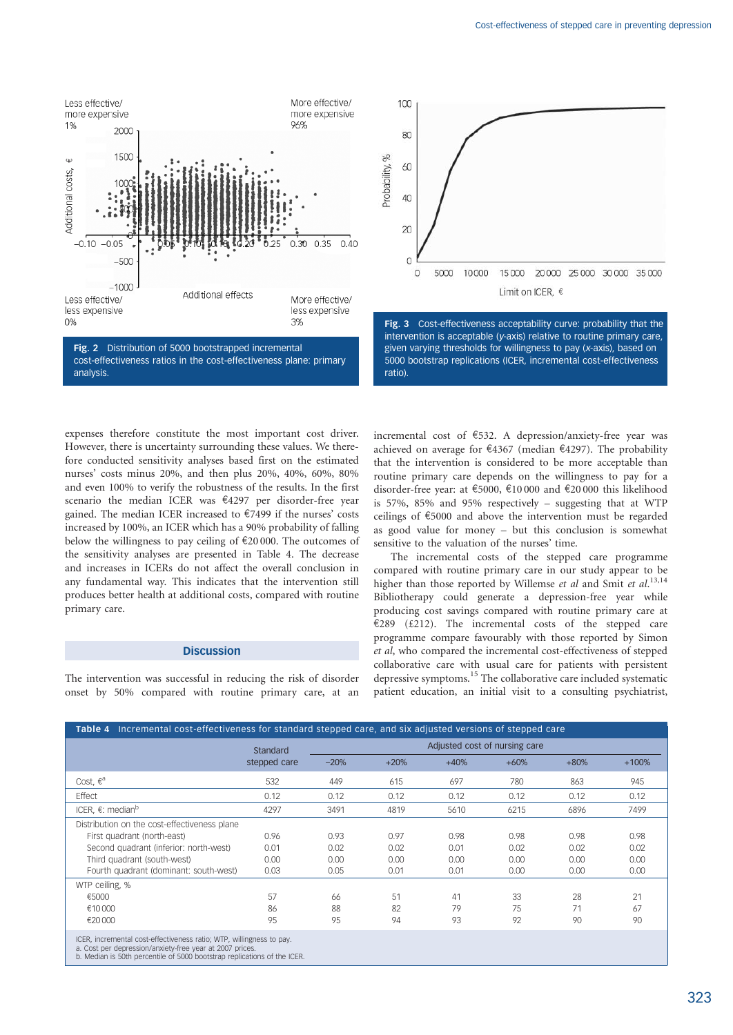Fig. 2 Distribution of 5000 bootstrapped incremental cost-effectiveness ratios in the cost-effectiveness plane: primary analysis.

Fig. 3 Cost-effectiveness acceptability curve: probability that the intervention is acceptable (y-axis) relative to routine primary care, given varying thresholds for willingness to pay (x-axis), based on 5000 bootstrap replications (ICER, incremental cost-effectiveness ratio).

expenses therefore constitute the most important cost driver. However, there is uncertainty surrounding these values. We therefore conducted sensitivity analyses based first on the estimated nurses' costs minus 20%, and then plus 20%, 40%, 60%, 80% and even 100% to verify the robustness of the results. In the first scenario the median ICER was €4297 per disorder-free year gained. The median ICER increased to €7499 if the nurses' costs increased by 100%, an ICER which has a 90% probability of falling below the willingness to pay ceiling of €20 000. The outcomes of the sensitivity analyses are presented in Table 4. The decrease and increases in ICERs do not affect the overall conclusion in any fundamental way. This indicates that the intervention still produces better health at additional costs, compared with routine primary care.

## Discussion

The intervention was successful in reducing the risk of disorder onset by 50% compared with routine primary care, at an incremental cost of €532. A depression/anxiety-free year was achieved on average for €4367 (median €4297). The probability that the intervention is considered to be more acceptable than routine primary care depends on the willingness to pay for a disorder-free year: at €5000, €10 000 and €20 000 this likelihood is 57%, 85% and 95% respectively – suggesting that at WTP ceilings of €5000 and above the intervention must be regarded as good value for money – but this conclusion is somewhat sensitive to the valuation of the nurses' time.

The incremental costs of the stepped care programme compared with routine primary care in our study appear to be higher than those reported by Willemse *et al* and Smit *et al*.[13,14] Bibliotherapy could generate a depression-free year while producing cost savings compared with routine primary care at €289 (£212). The incremental costs of the stepped care programme compare favourably with those reported by Simon *et al*, who compared the incremental cost-effectiveness of stepped collaborative care with usual care for patients with persistent depressive symptoms.[15] The collaborative care included systematic patient education, an initial visit to a consulting psychiatrist,

**Table 4** Incremental cost-effectiveness for standard stepped care, and six adjusted versions of stepped care

| | Standard stepped care | Adjusted cost of nursing care | | | | | |
|---|---|---|---|---|---|---|---|
| | | −20% | +20% | +40% | +60% | +80% | +100% |
| Cost, €[a] | 532 | 449 | 615 | 697 | 780 | 863 | 945 |
| Effect | 0.12 | 0.12 | 0.12 | 0.12 | 0.12 | 0.12 | 0.12 |
| ICER, €: median[b] | 4297 | 3491 | 4819 | 5610 | 6215 | 6896 | 7499 |
| Distribution on the cost-effectiveness plane | | | | | | | |
| First quadrant (north-east) | 0.96 | 0.93 | 0.97 | 0.98 | 0.98 | 0.98 | 0.98 |
| Second quadrant (inferior: north-west) | 0.01 | 0.02 | 0.02 | 0.01 | 0.02 | 0.02 | 0.02 |
| Third quadrant (south-west) | 0.00 | 0.00 | 0.00 | 0.00 | 0.00 | 0.00 | 0.00 |
| Fourth quadrant (dominant: south-west) | 0.03 | 0.05 | 0.01 | 0.01 | 0.00 | 0.00 | 0.00 |
| WTP ceiling, % | | | | | | | |
| €5000 | 57 | 66 | 51 | 41 | 33 | 28 | 21 |
| €10 000 | 86 | 88 | 82 | 79 | 75 | 71 | 67 |
| €20 000 | 95 | 95 | 94 | 93 | 92 | 90 | 90 |

ICER, incremental cost-effectiveness ratio; WTP, willingness to pay.
a. Cost per depression/anxiety-free year at 2007 prices.
b. Median is 50th percentile of 5000 bootstrap replications of the ICER.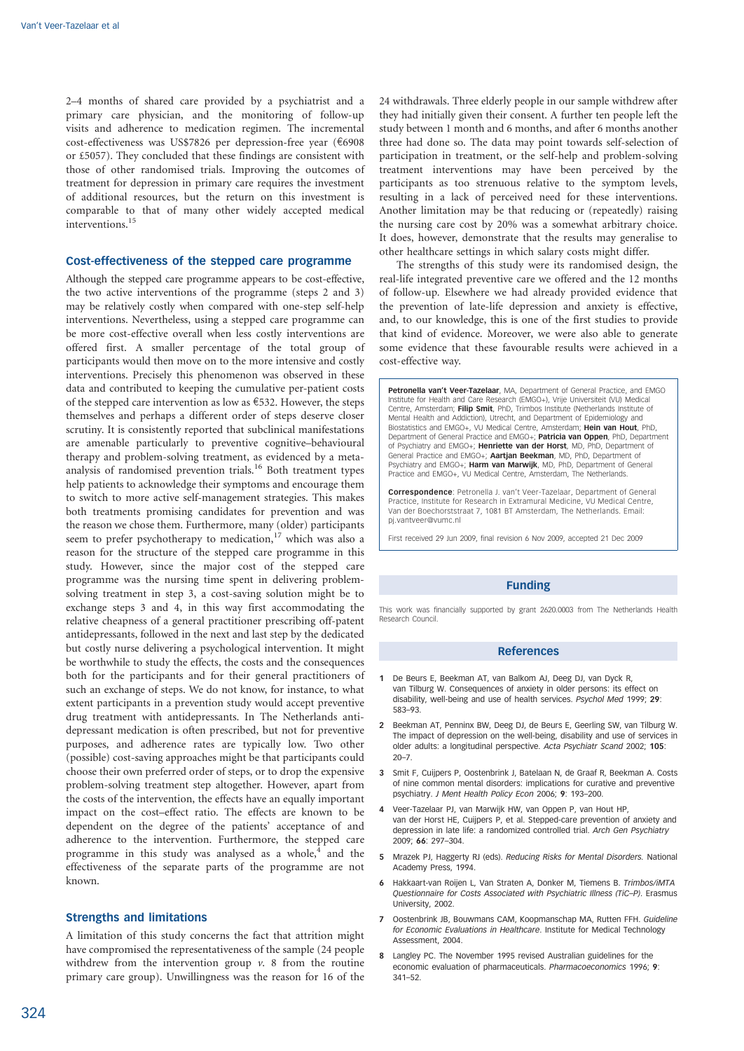2–4 months of shared care provided by a psychiatrist and a primary care physician, and the monitoring of follow-up visits and adherence to medication regimen. The incremental cost-effectiveness was US$7826 per depression-free year (€6908 or £5057). They concluded that these findings are consistent with those of other randomised trials. Improving the outcomes of treatment for depression in primary care requires the investment of additional resources, but the return on this investment is comparable to that of many other widely accepted medical interventions.[15]

### Cost-effectiveness of the stepped care programme

Although the stepped care programme appears to be cost-effective, the two active interventions of the programme (steps 2 and 3) may be relatively costly when compared with one-step self-help interventions. Nevertheless, using a stepped care programme can be more cost-effective overall when less costly interventions are offered first. A smaller percentage of the total group of participants would then move on to the more intensive and costly interventions. Precisely this phenomenon was observed in these data and contributed to keeping the cumulative per-patient costs of the stepped care intervention as low as €532. However, the steps themselves and perhaps a different order of steps deserve closer scrutiny. It is consistently reported that subclinical manifestations are amenable particularly to preventive cognitive–behavioural therapy and problem-solving treatment, as evidenced by a meta-analysis of randomised prevention trials.[16] Both treatment types help patients to acknowledge their symptoms and encourage them to switch to more active self-management strategies. This makes both treatments promising candidates for prevention and was the reason we chose them. Furthermore, many (older) participants seem to prefer psychotherapy to medication,[17] which was also a reason for the structure of the stepped care programme in this study. However, since the major cost of the stepped care programme was the nursing time spent in delivering problem-solving treatment in step 3, a cost-saving solution might be to exchange steps 3 and 4, in this way first accommodating the relative cheapness of a general practitioner prescribing off-patent antidepressants, followed in the next and last step by the dedicated but costly nurse delivering a psychological intervention. It might be worthwhile to study the effects, the costs and the consequences both for the participants and for their general practitioners of such an exchange of steps. We do not know, for instance, to what extent participants in a prevention study would accept preventive drug treatment with antidepressants. In The Netherlands antidepressant medication is often prescribed, but not for preventive purposes, and adherence rates are typically low. Two other (possible) cost-saving approaches might be that participants could choose their own preferred order of steps, or to drop the expensive problem-solving treatment step altogether. However, apart from the costs of the intervention, the effects have an equally important impact on the cost–effect ratio. The effects are known to be dependent on the degree of the participants' acceptance of and adherence to the intervention. Furthermore, the stepped care programme in this study was analysed as a whole,[4] and the effectiveness of the separate parts of the programme are not known.

### Strengths and limitations

A limitation of this study concerns the fact that attrition might have compromised the representativeness of the sample (24 people withdrew from the intervention group *v.* 8 from the routine primary care group). Unwillingness was the reason for 16 of the 24 withdrawals. Three elderly people in our sample withdrew after they had initially given their consent. A further ten people left the study between 1 month and 6 months, and after 6 months another three had done so. The data may point towards self-selection of participation in treatment, or the self-help and problem-solving treatment interventions may have been perceived by the participants as too strenuous relative to the symptom levels, resulting in a lack of perceived need for these interventions. Another limitation may be that reducing or (repeatedly) raising the nursing care cost by 20% was a somewhat arbitrary choice. It does, however, demonstrate that the results may generalise to other healthcare settings in which salary costs might differ.

The strengths of this study were its randomised design, the real-life integrated preventive care we offered and the 12 months of follow-up. Elsewhere we had already provided evidence that the prevention of late-life depression and anxiety is effective, and, to our knowledge, this is one of the first studies to provide that kind of evidence. Moreover, we were also able to generate some evidence that these favourable results were achieved in a cost-effective way.

**Petronella van't Veer-Tazelaar**, MA, Department of General Practice, and EMGO Institute for Health and Care Research (EMGO+), Vrije Universiteit (VU) Medical Centre, Amsterdam; **Filip Smit**, PhD, Trimbos Institute (Netherlands Institute of Mental Health and Addiction), Utrecht, and Department of Epidemiology and Biostatistics and EMGO+, VU Medical Centre, Amsterdam; **Hein van Hout**, PhD, Department of General Practice and EMGO+; **Patricia van Oppen**, PhD, Department of Psychiatry and EMGO+; **Henriette van der Horst**, MD, PhD, Department of General Practice and EMGO+; **Aartjan Beekman**, MD, PhD, Department of Psychiatry and EMGO+; **Harm van Marwijk**, MD, PhD, Department of General Practice and EMGO+, VU Medical Centre, Amsterdam, The Netherlands.

**Correspondence**: Petronella J. van't Veer-Tazelaar, Department of General Practice, Institute for Research in Extramural Medicine, VU Medical Centre, Van der Boechorststraat 7, 1081 BT Amsterdam, The Netherlands. Email: pj.vantveer@vumc.nl

First received 29 Jun 2009, final revision 6 Nov 2009, accepted 21 Dec 2009

## Funding

This work was financially supported by grant 2620.0003 from The Netherlands Health Research Council.

## References

1. De Beurs E, Beekman AT, van Balkom AJ, Deeg DJ, van Dyck R, van Tilburg W. Consequences of anxiety in older persons: its effect on disability, well-being and use of health services. *Psychol Med* 1999; **29**: 583–93.
2. Beekman AT, Penninx BW, Deeg DJ, de Beurs E, Geerling SW, van Tilburg W. The impact of depression on the well-being, disability and use of services in older adults: a longitudinal perspective. *Acta Psychiatr Scand* 2002; **105**: 20–7.
3. Smit F, Cuijpers P, Oostenbrink J, Batelaan N, de Graaf R, Beekman A. Costs of nine common mental disorders: implications for curative and preventive psychiatry. *J Ment Health Policy Econ* 2006; **9**: 193–200.
4. Veer-Tazelaar PJ, van Marwijk HW, van Oppen P, van Hout HP, van der Horst HE, Cuijpers P, et al. Stepped-care prevention of anxiety and depression in late life: a randomized controlled trial. *Arch Gen Psychiatry* 2009; **66**: 297–304.
5. Mrazek PJ, Haggerty RJ (eds). *Reducing Risks for Mental Disorders.* National Academy Press, 1994.
6. Hakkaart-van Roijen L, Van Straten A, Donker M, Tiemens B. *Trimbos/iMTA Questionnaire for Costs Associated with Psychiatric Illness (TiC–P).* Erasmus University, 2002.
7. Oostenbrink JB, Bouwmans CAM, Koopmanschap MA, Rutten FFH. *Guideline for Economic Evaluations in Healthcare.* Institute for Medical Technology Assessment, 2004.
8. Langley PC. The November 1995 revised Australian guidelines for the economic evaluation of pharmaceuticals. *Pharmacoeconomics* 1996; **9**: 341–52.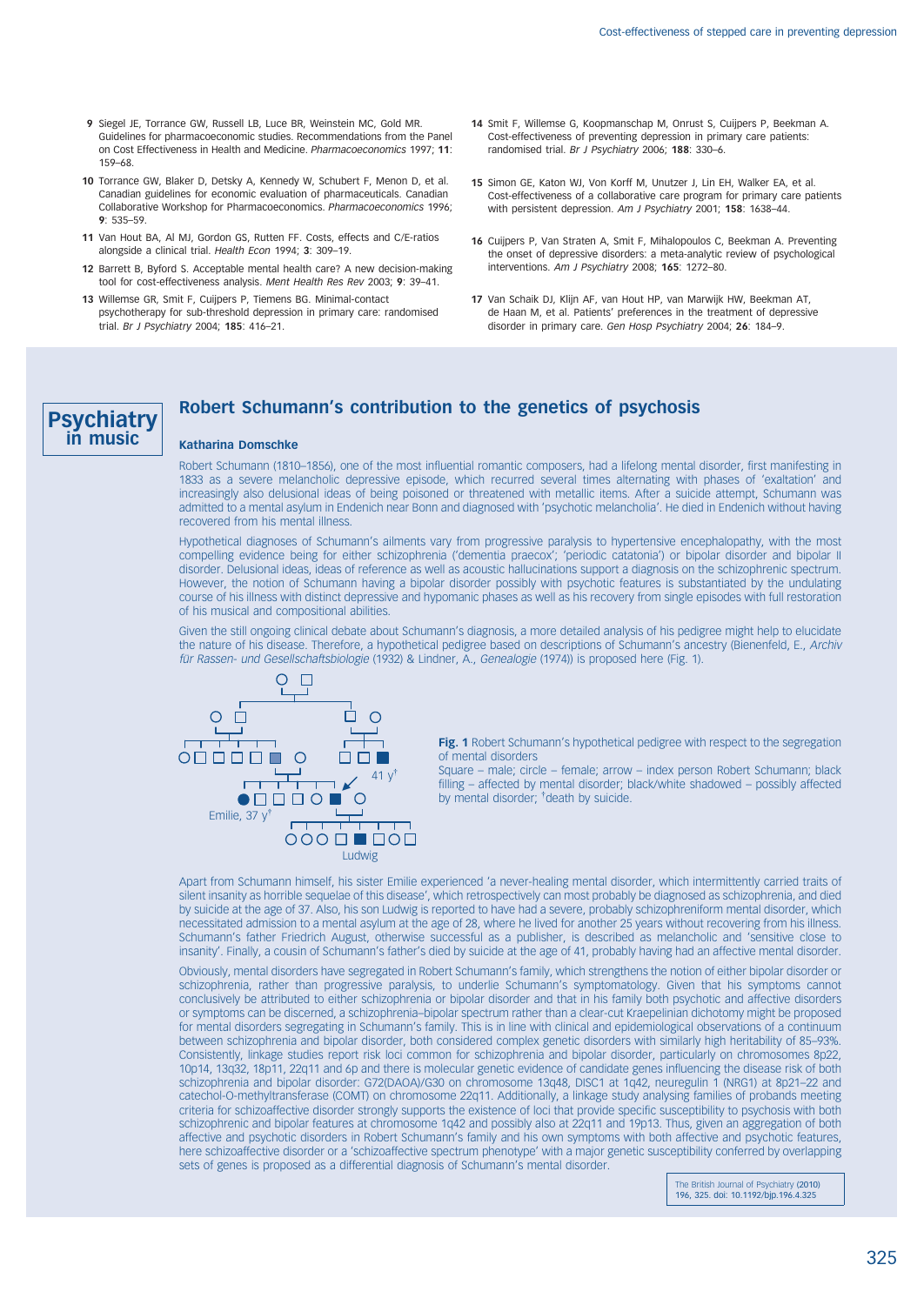9 Siegel JE, Torrance GW, Russell LB, Luce BR, Weinstein MC, Gold MR. Guidelines for pharmacoeconomic studies. Recommendations from the Panel on Cost Effectiveness in Health and Medicine. *Pharmacoeconomics* 1997; **11**: 159–68.

10 Torrance GW, Blaker D, Detsky A, Kennedy W, Schubert F, Menon D, et al. Canadian guidelines for economic evaluation of pharmaceuticals. Canadian Collaborative Workshop for Pharmacoeconomics. *Pharmacoeconomics* 1996; **9**: 535–59.

11 Van Hout BA, Al MJ, Gordon GS, Rutten FF. Costs, effects and C/E-ratios alongside a clinical trial. *Health Econ* 1994; **3**: 309–19.

12 Barrett B, Byford S. Acceptable mental health care? A new decision-making tool for cost-effectiveness analysis. *Ment Health Res Rev* 2003; **9**: 39–41.

13 Willemse GR, Smit F, Cuijpers P, Tiemens BG. Minimal-contact psychotherapy for sub-threshold depression in primary care: randomised trial. *Br J Psychiatry* 2004; **185**: 416–21.

14 Smit F, Willemse G, Koopmanschap M, Onrust S, Cuijpers P, Beekman A. Cost-effectiveness of preventing depression in primary care patients: randomised trial. *Br J Psychiatry* 2006; **188**: 330–6.

15 Simon GE, Katon WJ, Von Korff M, Unutzer J, Lin EH, Walker EA, et al. Cost-effectiveness of a collaborative care program for primary care patients with persistent depression. *Am J Psychiatry* 2001; **158**: 1638–44.

16 Cuijpers P, Van Straten A, Smit F, Mihalopoulos C, Beekman A. Preventing the onset of depressive disorders: a meta-analytic review of psychological interventions. *Am J Psychiatry* 2008; **165**: 1272–80.

17 Van Schaik DJ, Klijn AF, van Hout HP, van Marwijk HW, Beekman AT, de Haan M, et al. Patients' preferences in the treatment of depressive disorder in primary care. *Gen Hosp Psychiatry* 2004; **26**: 184–9.

**Psychiatry in music**

## Robert Schumann's contribution to the genetics of psychosis

**Katharina Domschke**

Robert Schumann (1810–1856), one of the most influential romantic composers, had a lifelong mental disorder, first manifesting in 1833 as a severe melancholic depressive episode, which recurred several times alternating with phases of 'exaltation' and increasingly also delusional ideas of being poisoned or threatened with metallic items. After a suicide attempt, Schumann was admitted to a mental asylum in Endenich near Bonn and diagnosed with 'psychotic melancholia'. He died in Endenich without having recovered from his mental illness.

Hypothetical diagnoses of Schumann's ailments vary from progressive paralysis to hypertensive encephalopathy, with the most compelling evidence being for either schizophrenia ('dementia praecox'; 'periodic catatonia') or bipolar disorder and bipolar II disorder. Delusional ideas, ideas of reference as well as acoustic hallucinations support a diagnosis on the schizophrenic spectrum. However, the notion of Schumann having a bipolar disorder possibly with psychotic features is substantiated by the undulating course of his illness with distinct depressive and hypomanic phases as well as his recovery from single episodes with full restoration of his musical and compositional abilities.

Given the still ongoing clinical debate about Schumann's diagnosis, a more detailed analysis of his pedigree might help to elucidate the nature of his disease. Therefore, a hypothetical pedigree based on descriptions of Schumann's ancestry (Bienenfeld, E., *Archiv für Rassen- und Gesellschaftsbiologie* (1932) & Lindner, A., *Genealogie* (1974)) is proposed here (Fig. 1).

41 y†

Emilie, 37 y†

Ludwig

**Fig. 1** Robert Schumann's hypothetical pedigree with respect to the segregation of mental disorders

Square – male; circle – female; arrow – index person Robert Schumann; black filling – affected by mental disorder; black/white shadowed – possibly affected by mental disorder; †death by suicide.

Apart from Schumann himself, his sister Emilie experienced 'a never-healing mental disorder, which intermittently carried traits of silent insanity as horrible sequelae of this disease', which retrospectively can most probably be diagnosed as schizophrenia, and died by suicide at the age of 37. Also, his son Ludwig is reported to have had a severe, probably schizophreniform mental disorder, which necessitated admission to a mental asylum at the age of 28, where he lived for another 25 years without recovering from his illness. Schumann's father Friedrich August, otherwise successful as a publisher, is described as melancholic and 'sensitive close to insanity'. Finally, a cousin of Schumann's father's died by suicide at the age of 41, probably having had an affective mental disorder.

Obviously, mental disorders have segregated in Robert Schumann's family, which strengthens the notion of either bipolar disorder or schizophrenia, rather than progressive paralysis, to underlie Schumann's symptomatology. Given that his symptoms cannot conclusively be attributed to either schizophrenia or bipolar disorder and that in his family both psychotic and affective disorders or symptoms can be discerned, a schizophrenia–bipolar spectrum rather than a clear-cut Kraepelinian dichotomy might be proposed for mental disorders segregating in Schumann's family. This is in line with clinical and epidemiological observations of a continuum between schizophrenia and bipolar disorder, both considered complex genetic disorders with similarly high heritability of 85–93%. Consistently, linkage studies report risk loci common for schizophrenia and bipolar disorder, particularly on chromosomes 8p22, 10p14, 13q32, 18p11, 22q11 and 6p and there is molecular genetic evidence of candidate genes influencing the disease risk of both schizophrenia and bipolar disorder: G72(DAOA)/G30 on chromosome 13q48, DISC1 at 1q42, neuregulin 1 (NRG1) at 8p21–22 and catechol-O-methyltransferase (COMT) on chromosome 22q11. Additionally, a linkage study analysing families of probands meeting criteria for schizoaffective disorder strongly supports the existence of loci that provide specific susceptibility to psychosis with both schizophrenic and bipolar features at chromosome 1q42 and possibly also at 22q11 and 19p13. Thus, given an aggregation of both affective and psychotic disorders in Robert Schumann's family and his own symptoms with both affective and psychotic features, here schizoaffective disorder or a 'schizoaffective spectrum phenotype' with a major genetic susceptibility conferred by overlapping sets of genes is proposed as a differential diagnosis of Schumann's mental disorder.

The British Journal of Psychiatry (2010) 196, 325. doi: 10.1192/bjp.196.4.325